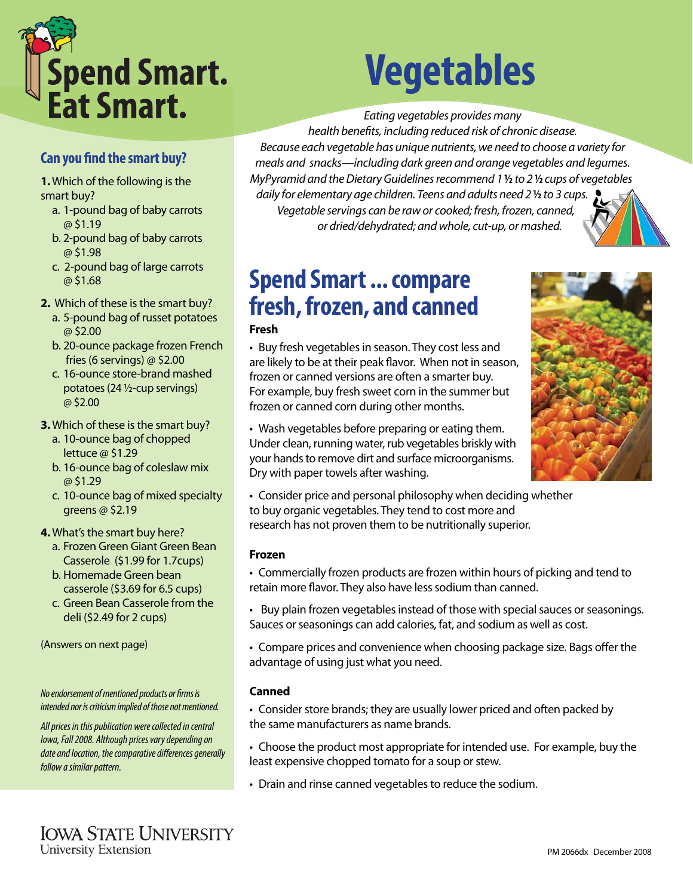# Spend Smart. Eat Smart.

# Vegetables

*Eating vegetables provides many health benefits, including reduced risk of chronic disease. Because each vegetable has unique nutrients, we need to choose a variety for meals and snacks—including dark green and orange vegetables and legumes. MyPyramid and the Dietary Guidelines recommend 1 ½ to 2 ½ cups of vegetables daily for elementary age children. Teens and adults need 2 ½ to 3 cups. Vegetable servings can be raw or cooked; fresh, frozen, canned, or dried/dehydrated; and whole, cut-up, or mashed.*

## Can you find the smart buy?

**1.** Which of the following is the smart buy?

a. 1-pound bag of baby carrots @ $1.19
b. 2-pound bag of baby carrots @ $1.98
c. 2-pound bag of large carrots @ $1.68

**2.** Which of these is the smart buy?

a. 5-pound bag of russet potatoes @ $2.00
b. 20-ounce package frozen French fries (6 servings) @ $2.00
c. 16-ounce store-brand mashed potatoes (24 ½-cup servings) @ $2.00

**3.** Which of these is the smart buy?

a. 10-ounce bag of chopped lettuce @ $1.29
b. 16-ounce bag of coleslaw mix @ $1.29
c. 10-ounce bag of mixed specialty greens @ $2.19

**4.** What's the smart buy here?

a. Frozen Green Giant Green Bean Casserole ($1.99 for 1.7cups)
b. Homemade Green bean casserole ($3.69 for 6.5 cups)
c. Green Bean Casserole from the deli ($2.49 for 2 cups)

(Answers on next page)

*No endorsement of mentioned products or firms is intended nor is criticism implied of those not mentioned.*

*All prices in this publication were collected in central Iowa, Fall 2008. Although prices vary depending on date and location, the comparative differences generally follow a similar pattern.*

## Spend Smart ... compare fresh, frozen, and canned

### Fresh

- Buy fresh vegetables in season. They cost less and are likely to be at their peak flavor. When not in season, frozen or canned versions are often a smarter buy. For example, buy fresh sweet corn in the summer but frozen or canned corn during other months.
- Wash vegetables before preparing or eating them. Under clean, running water, rub vegetables briskly with your hands to remove dirt and surface microorganisms. Dry with paper towels after washing.
- Consider price and personal philosophy when deciding whether to buy organic vegetables. They tend to cost more and research has not proven them to be nutritionally superior.

### Frozen

- Commercially frozen products are frozen within hours of picking and tend to retain more flavor. They also have less sodium than canned.
- Buy plain frozen vegetables instead of those with special sauces or seasonings. Sauces or seasonings can add calories, fat, and sodium as well as cost.
- Compare prices and convenience when choosing package size. Bags offer the advantage of using just what you need.

### Canned

- Consider store brands; they are usually lower priced and often packed by the same manufacturers as name brands.
- Choose the product most appropriate for intended use. For example, buy the least expensive chopped tomato for a soup or stew.
- Drain and rinse canned vegetables to reduce the sodium.

Iowa State University
University Extension

PM 2066dx December 2008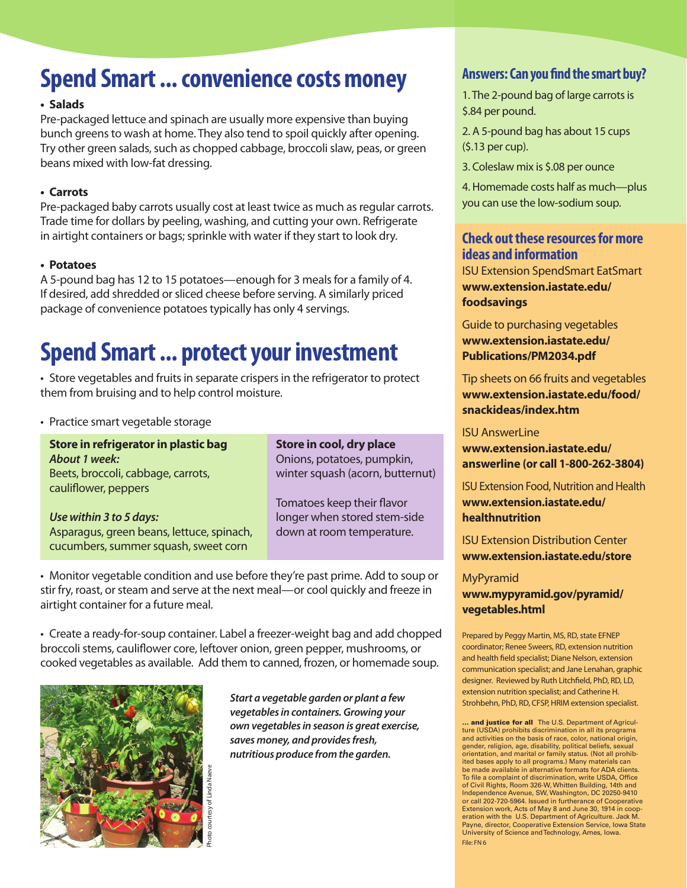# Spend Smart ... convenience costs money

- **Salads**

Pre-packaged lettuce and spinach are usually more expensive than buying bunch greens to wash at home. They also tend to spoil quickly after opening. Try other green salads, such as chopped cabbage, broccoli slaw, peas, or green beans mixed with low-fat dressing.

- **Carrots**

Pre-packaged baby carrots usually cost at least twice as much as regular carrots. Trade time for dollars by peeling, washing, and cutting your own. Refrigerate in airtight containers or bags; sprinkle with water if they start to look dry.

- **Potatoes**

A 5-pound bag has 12 to 15 potatoes—enough for 3 meals for a family of 4. If desired, add shredded or sliced cheese before serving. A similarly priced package of convenience potatoes typically has only 4 servings.

# Spend Smart ... protect your investment

- Store vegetables and fruits in separate crispers in the refrigerator to protect them from bruising and to help control moisture.

- Practice smart vegetable storage

| Store in refrigerator in plastic bag | Store in cool, dry place |
| --- | --- |
| *About 1 week:* Beets, broccoli, cabbage, carrots, cauliflower, peppers | Onions, potatoes, pumpkin, winter squash (acorn, butternut) |
| *Use within 3 to 5 days:* Asparagus, green beans, lettuce, spinach, cucumbers, summer squash, sweet corn | Tomatoes keep their flavor longer when stored stem-side down at room temperature. |

- Monitor vegetable condition and use before they're past prime. Add to soup or stir fry, roast, or steam and serve at the next meal—or cool quickly and freeze in airtight container for a future meal.

- Create a ready-for-soup container. Label a freezer-weight bag and add chopped broccoli stems, cauliflower core, leftover onion, green pepper, mushrooms, or cooked vegetables as available. Add them to canned, frozen, or homemade soup.

Photo courtesy of Linda Naeve

***Start a vegetable garden or plant a few vegetables in containers. Growing your own vegetables in season is great exercise, saves money, and provides fresh, nutritious produce from the garden.***

## Answers: Can you find the smart buy?

1. The 2-pound bag of large carrots is $.84 per pound.

2. A 5-pound bag has about 15 cups ($.13 per cup).

3. Coleslaw mix is $.08 per ounce

4. Homemade costs half as much—plus you can use the low-sodium soup.

## Check out these resources for more ideas and information

ISU Extension SpendSmart EatSmart
**www.extension.iastate.edu/foodsavings**

Guide to purchasing vegetables
**www.extension.iastate.edu/Publications/PM2034.pdf**

Tip sheets on 66 fruits and vegetables
**www.extension.iastate.edu/food/snackideas/index.htm**

ISU AnswerLine
**www.extension.iastate.edu/answerline (or call 1-800-262-3804)**

ISU Extension Food, Nutrition and Health
**www.extension.iastate.edu/healthnutrition**

ISU Extension Distribution Center
**www.extension.iastate.edu/store**

MyPyramid
**www.mypyramid.gov/pyramid/vegetables.html**

Prepared by Peggy Martin, MS, RD, state EFNEP coordinator; Renee Sweers, RD, extension nutrition and health field specialist; Diane Nelson, extension communication specialist; and Jane Lenahan, graphic designer. Reviewed by Ruth Litchfield, PhD, RD, LD, extension nutrition specialist; and Catherine H. Strohbehn, PhD, RD, CFSP, HRIM extension specialist.

**... and justice for all** The U.S. Department of Agriculture (USDA) prohibits discrimination in all its programs and activities on the basis of race, color, national origin, gender, religion, age, disability, political beliefs, sexual orientation, and marital or family status. (Not all prohibited bases apply to all programs.) Many materials can be made available in alternative formats for ADA clients. To file a complaint of discrimination, write USDA, Office of Civil Rights, Room 326-W, Whitten Building, 14th and Independence Avenue, SW, Washington, DC 20250-9410 or call 202-720-5964. Issued in furtherance of Cooperative Extension work, Acts of May 8 and June 30, 1914 in cooperation with the U.S. Department of Agriculture. Jack M. Payne, director, Cooperative Extension Service, Iowa State University of Science and Technology, Ames, Iowa.

File: FN 6